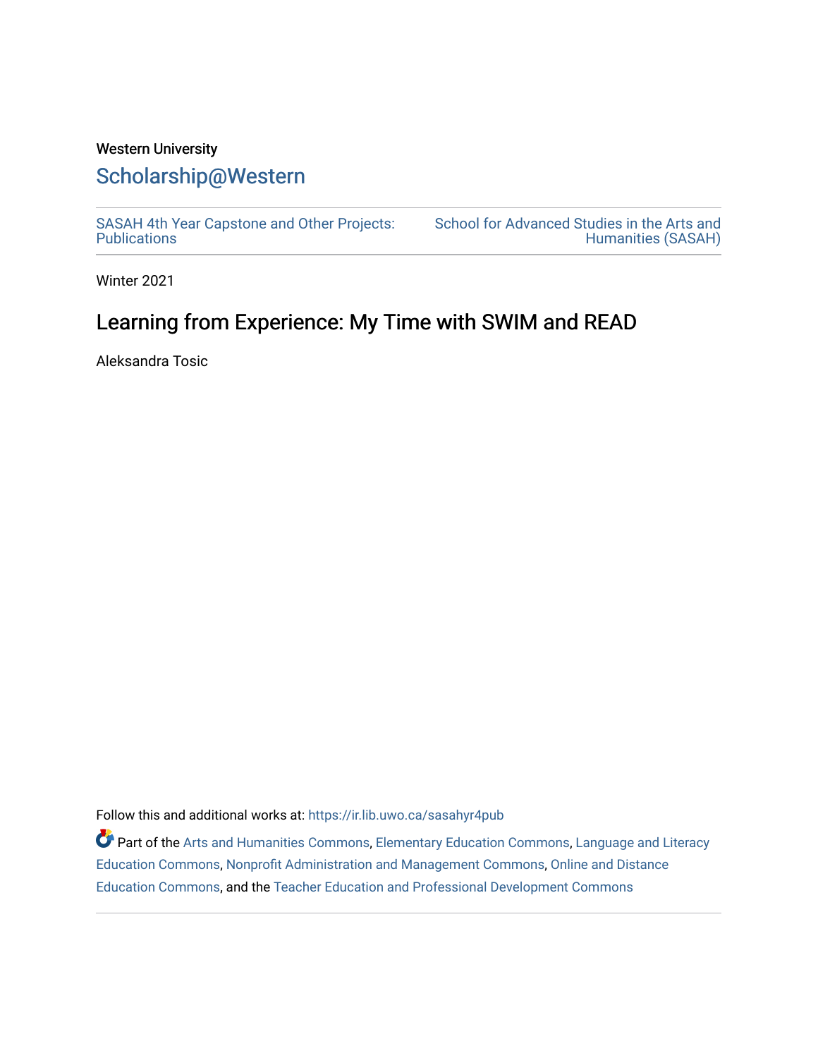Western University

# Scholarship@Western

SASAH 4th Year Capstone and Other Projects: Publications

School for Advanced Studies in the Arts and Humanities (SASAH)

Winter 2021

## Learning from Experience: My Time with SWIM and READ

Aleksandra Tosic

Follow this and additional works at: https://ir.lib.uwo.ca/sasahyr4pub

Part of the Arts and Humanities Commons, Elementary Education Commons, Language and Literacy Education Commons, Nonprofit Administration and Management Commons, Online and Distance Education Commons, and the Teacher Education and Professional Development Commons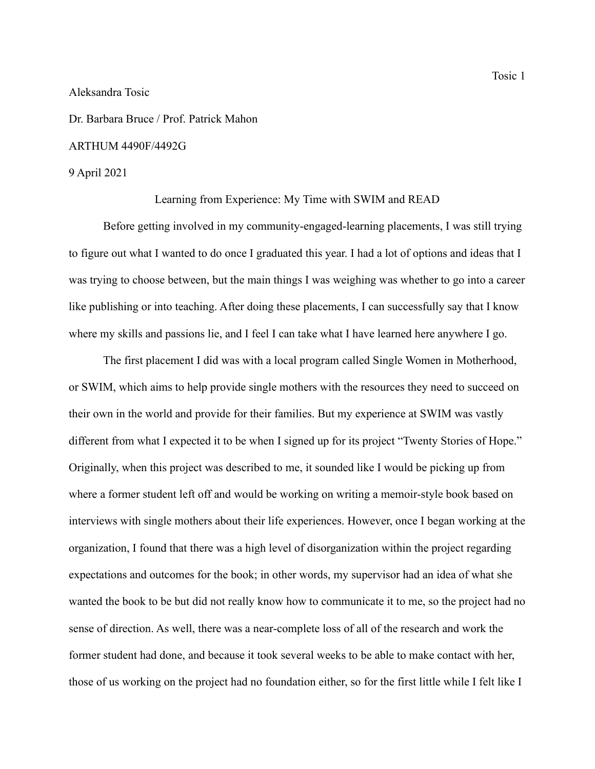Aleksandra Tosic

Dr. Barbara Bruce / Prof. Patrick Mahon

ARTHUM 4490F/4492G

9 April 2021

# Learning from Experience: My Time with SWIM and READ

Before getting involved in my community-engaged-learning placements, I was still trying to figure out what I wanted to do once I graduated this year. I had a lot of options and ideas that I was trying to choose between, but the main things I was weighing was whether to go into a career like publishing or into teaching. After doing these placements, I can successfully say that I know where my skills and passions lie, and I feel I can take what I have learned here anywhere I go.

The first placement I did was with a local program called Single Women in Motherhood, or SWIM, which aims to help provide single mothers with the resources they need to succeed on their own in the world and provide for their families. But my experience at SWIM was vastly different from what I expected it to be when I signed up for its project "Twenty Stories of Hope." Originally, when this project was described to me, it sounded like I would be picking up from where a former student left off and would be working on writing a memoir-style book based on interviews with single mothers about their life experiences. However, once I began working at the organization, I found that there was a high level of disorganization within the project regarding expectations and outcomes for the book; in other words, my supervisor had an idea of what she wanted the book to be but did not really know how to communicate it to me, so the project had no sense of direction. As well, there was a near-complete loss of all of the research and work the former student had done, and because it took several weeks to be able to make contact with her, those of us working on the project had no foundation either, so for the first little while I felt like I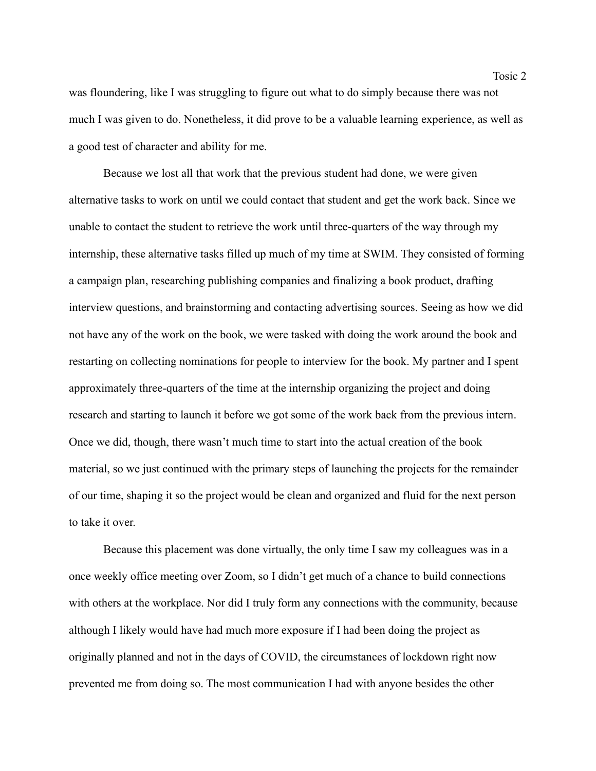was floundering, like I was struggling to figure out what to do simply because there was not much I was given to do. Nonetheless, it did prove to be a valuable learning experience, as well as a good test of character and ability for me.

Because we lost all that work that the previous student had done, we were given alternative tasks to work on until we could contact that student and get the work back. Since we unable to contact the student to retrieve the work until three-quarters of the way through my internship, these alternative tasks filled up much of my time at SWIM. They consisted of forming a campaign plan, researching publishing companies and finalizing a book product, drafting interview questions, and brainstorming and contacting advertising sources. Seeing as how we did not have any of the work on the book, we were tasked with doing the work around the book and restarting on collecting nominations for people to interview for the book. My partner and I spent approximately three-quarters of the time at the internship organizing the project and doing research and starting to launch it before we got some of the work back from the previous intern. Once we did, though, there wasn't much time to start into the actual creation of the book material, so we just continued with the primary steps of launching the projects for the remainder of our time, shaping it so the project would be clean and organized and fluid for the next person to take it over.

Because this placement was done virtually, the only time I saw my colleagues was in a once weekly office meeting over Zoom, so I didn't get much of a chance to build connections with others at the workplace. Nor did I truly form any connections with the community, because although I likely would have had much more exposure if I had been doing the project as originally planned and not in the days of COVID, the circumstances of lockdown right now prevented me from doing so. The most communication I had with anyone besides the other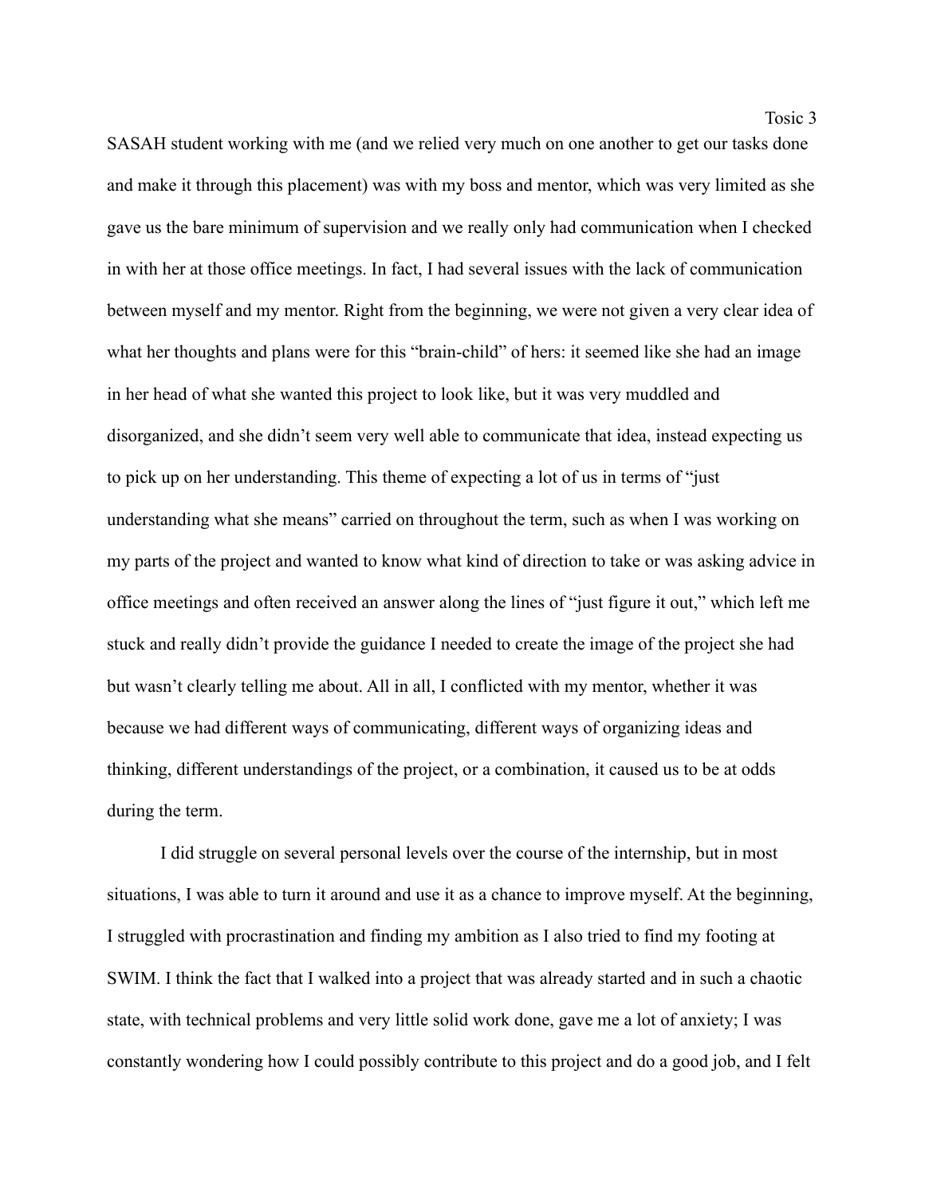SASAH student working with me (and we relied very much on one another to get our tasks done and make it through this placement) was with my boss and mentor, which was very limited as she gave us the bare minimum of supervision and we really only had communication when I checked in with her at those office meetings. In fact, I had several issues with the lack of communication between myself and my mentor. Right from the beginning, we were not given a very clear idea of what her thoughts and plans were for this "brain-child" of hers: it seemed like she had an image in her head of what she wanted this project to look like, but it was very muddled and disorganized, and she didn't seem very well able to communicate that idea, instead expecting us to pick up on her understanding. This theme of expecting a lot of us in terms of "just understanding what she means" carried on throughout the term, such as when I was working on my parts of the project and wanted to know what kind of direction to take or was asking advice in office meetings and often received an answer along the lines of "just figure it out," which left me stuck and really didn't provide the guidance I needed to create the image of the project she had but wasn't clearly telling me about. All in all, I conflicted with my mentor, whether it was because we had different ways of communicating, different ways of organizing ideas and thinking, different understandings of the project, or a combination, it caused us to be at odds during the term.

I did struggle on several personal levels over the course of the internship, but in most situations, I was able to turn it around and use it as a chance to improve myself. At the beginning, I struggled with procrastination and finding my ambition as I also tried to find my footing at SWIM. I think the fact that I walked into a project that was already started and in such a chaotic state, with technical problems and very little solid work done, gave me a lot of anxiety; I was constantly wondering how I could possibly contribute to this project and do a good job, and I felt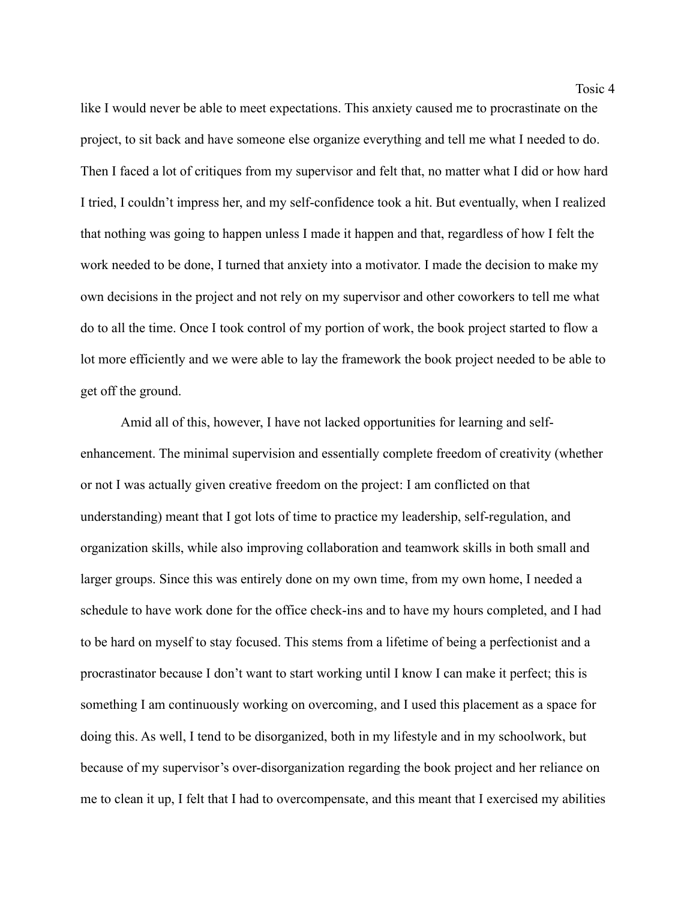like I would never be able to meet expectations. This anxiety caused me to procrastinate on the project, to sit back and have someone else organize everything and tell me what I needed to do. Then I faced a lot of critiques from my supervisor and felt that, no matter what I did or how hard I tried, I couldn't impress her, and my self-confidence took a hit. But eventually, when I realized that nothing was going to happen unless I made it happen and that, regardless of how I felt the work needed to be done, I turned that anxiety into a motivator. I made the decision to make my own decisions in the project and not rely on my supervisor and other coworkers to tell me what do to all the time. Once I took control of my portion of work, the book project started to flow a lot more efficiently and we were able to lay the framework the book project needed to be able to get off the ground.

Amid all of this, however, I have not lacked opportunities for learning and self-enhancement. The minimal supervision and essentially complete freedom of creativity (whether or not I was actually given creative freedom on the project: I am conflicted on that understanding) meant that I got lots of time to practice my leadership, self-regulation, and organization skills, while also improving collaboration and teamwork skills in both small and larger groups. Since this was entirely done on my own time, from my own home, I needed a schedule to have work done for the office check-ins and to have my hours completed, and I had to be hard on myself to stay focused. This stems from a lifetime of being a perfectionist and a procrastinator because I don't want to start working until I know I can make it perfect; this is something I am continuously working on overcoming, and I used this placement as a space for doing this. As well, I tend to be disorganized, both in my lifestyle and in my schoolwork, but because of my supervisor's over-disorganization regarding the book project and her reliance on me to clean it up, I felt that I had to overcompensate, and this meant that I exercised my abilities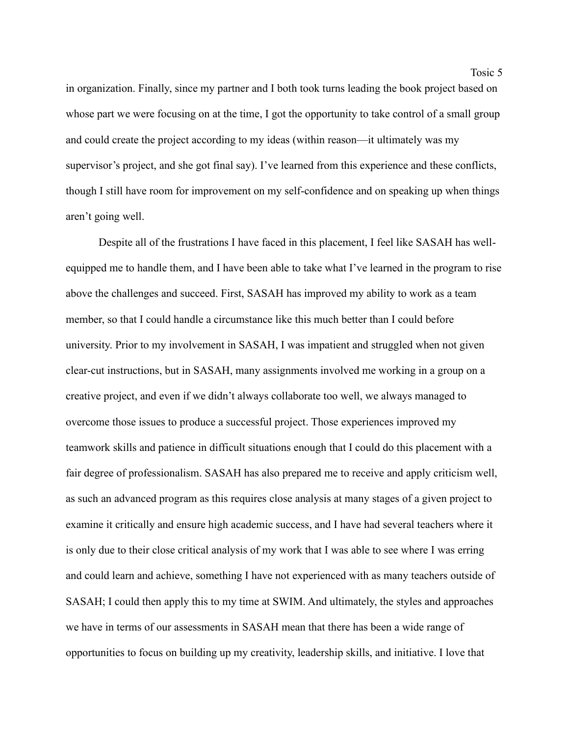in organization. Finally, since my partner and I both took turns leading the book project based on whose part we were focusing on at the time, I got the opportunity to take control of a small group and could create the project according to my ideas (within reason—it ultimately was my supervisor's project, and she got final say). I've learned from this experience and these conflicts, though I still have room for improvement on my self-confidence and on speaking up when things aren't going well.

Despite all of the frustrations I have faced in this placement, I feel like SASAH has well-equipped me to handle them, and I have been able to take what I've learned in the program to rise above the challenges and succeed. First, SASAH has improved my ability to work as a team member, so that I could handle a circumstance like this much better than I could before university. Prior to my involvement in SASAH, I was impatient and struggled when not given clear-cut instructions, but in SASAH, many assignments involved me working in a group on a creative project, and even if we didn't always collaborate too well, we always managed to overcome those issues to produce a successful project. Those experiences improved my teamwork skills and patience in difficult situations enough that I could do this placement with a fair degree of professionalism. SASAH has also prepared me to receive and apply criticism well, as such an advanced program as this requires close analysis at many stages of a given project to examine it critically and ensure high academic success, and I have had several teachers where it is only due to their close critical analysis of my work that I was able to see where I was erring and could learn and achieve, something I have not experienced with as many teachers outside of SASAH; I could then apply this to my time at SWIM. And ultimately, the styles and approaches we have in terms of our assessments in SASAH mean that there has been a wide range of opportunities to focus on building up my creativity, leadership skills, and initiative. I love that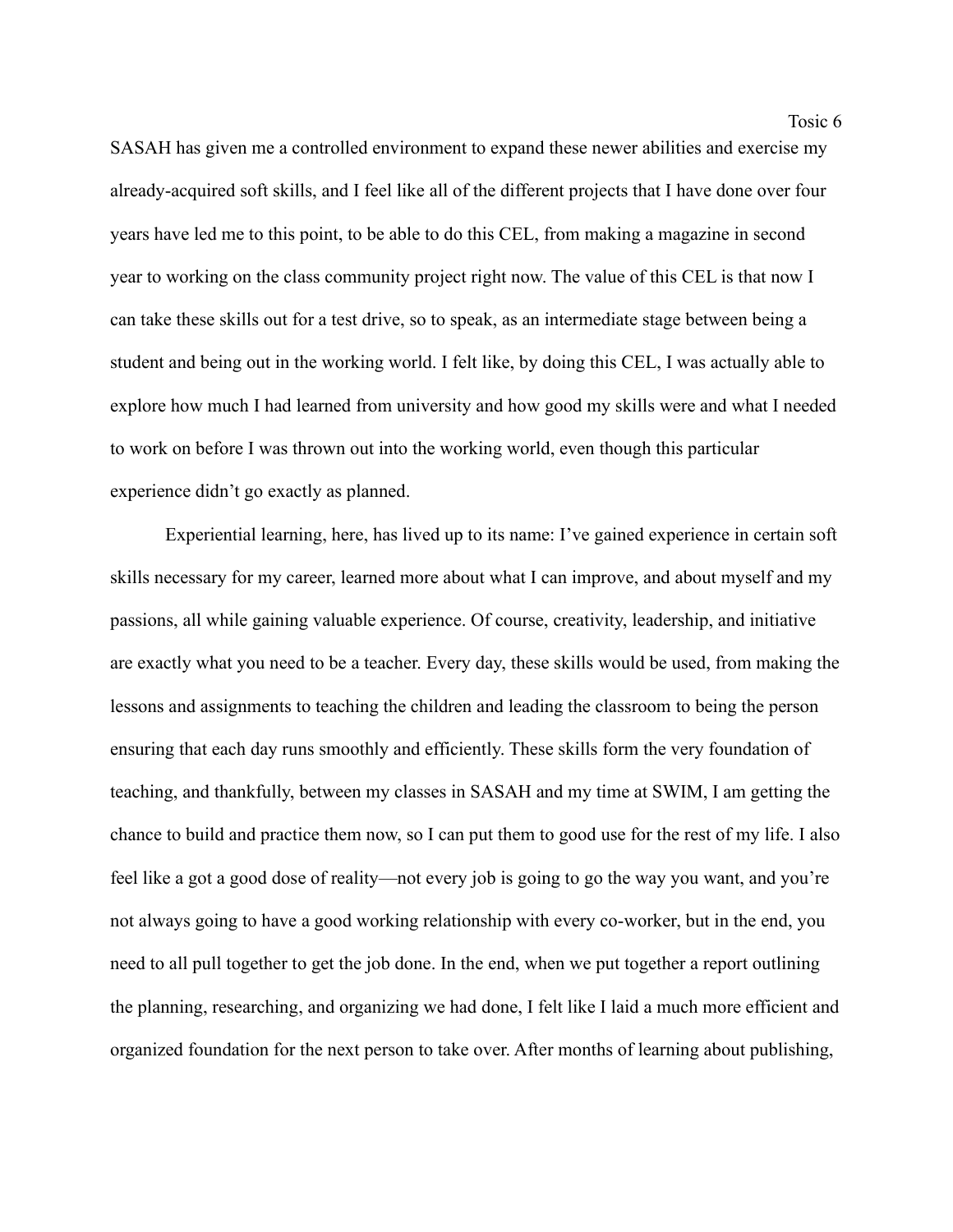SASAH has given me a controlled environment to expand these newer abilities and exercise my already-acquired soft skills, and I feel like all of the different projects that I have done over four years have led me to this point, to be able to do this CEL, from making a magazine in second year to working on the class community project right now. The value of this CEL is that now I can take these skills out for a test drive, so to speak, as an intermediate stage between being a student and being out in the working world. I felt like, by doing this CEL, I was actually able to explore how much I had learned from university and how good my skills were and what I needed to work on before I was thrown out into the working world, even though this particular experience didn't go exactly as planned.

Experiential learning, here, has lived up to its name: I've gained experience in certain soft skills necessary for my career, learned more about what I can improve, and about myself and my passions, all while gaining valuable experience. Of course, creativity, leadership, and initiative are exactly what you need to be a teacher. Every day, these skills would be used, from making the lessons and assignments to teaching the children and leading the classroom to being the person ensuring that each day runs smoothly and efficiently. These skills form the very foundation of teaching, and thankfully, between my classes in SASAH and my time at SWIM, I am getting the chance to build and practice them now, so I can put them to good use for the rest of my life. I also feel like a got a good dose of reality—not every job is going to go the way you want, and you're not always going to have a good working relationship with every co-worker, but in the end, you need to all pull together to get the job done. In the end, when we put together a report outlining the planning, researching, and organizing we had done, I felt like I laid a much more efficient and organized foundation for the next person to take over. After months of learning about publishing,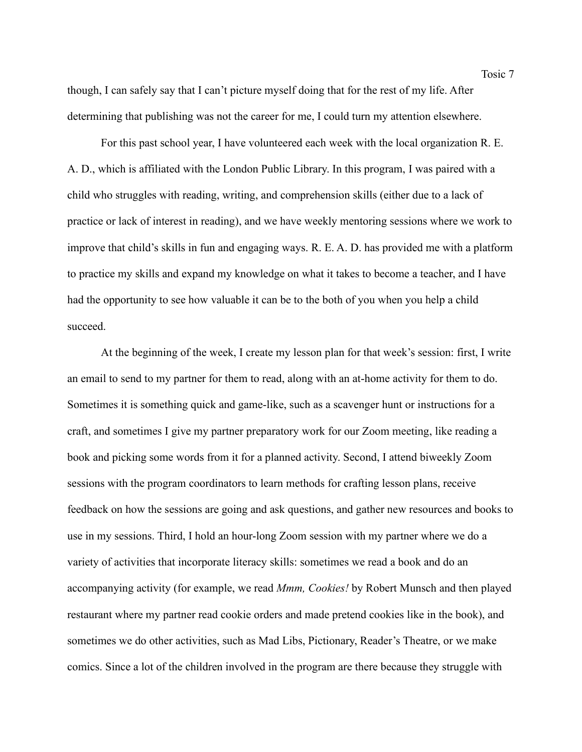though, I can safely say that I can't picture myself doing that for the rest of my life. After determining that publishing was not the career for me, I could turn my attention elsewhere.

For this past school year, I have volunteered each week with the local organization R. E. A. D., which is affiliated with the London Public Library. In this program, I was paired with a child who struggles with reading, writing, and comprehension skills (either due to a lack of practice or lack of interest in reading), and we have weekly mentoring sessions where we work to improve that child's skills in fun and engaging ways. R. E. A. D. has provided me with a platform to practice my skills and expand my knowledge on what it takes to become a teacher, and I have had the opportunity to see how valuable it can be to the both of you when you help a child succeed.

At the beginning of the week, I create my lesson plan for that week's session: first, I write an email to send to my partner for them to read, along with an at-home activity for them to do. Sometimes it is something quick and game-like, such as a scavenger hunt or instructions for a craft, and sometimes I give my partner preparatory work for our Zoom meeting, like reading a book and picking some words from it for a planned activity. Second, I attend biweekly Zoom sessions with the program coordinators to learn methods for crafting lesson plans, receive feedback on how the sessions are going and ask questions, and gather new resources and books to use in my sessions. Third, I hold an hour-long Zoom session with my partner where we do a variety of activities that incorporate literacy skills: sometimes we read a book and do an accompanying activity (for example, we read *Mmm, Cookies!* by Robert Munsch and then played restaurant where my partner read cookie orders and made pretend cookies like in the book), and sometimes we do other activities, such as Mad Libs, Pictionary, Reader's Theatre, or we make comics. Since a lot of the children involved in the program are there because they struggle with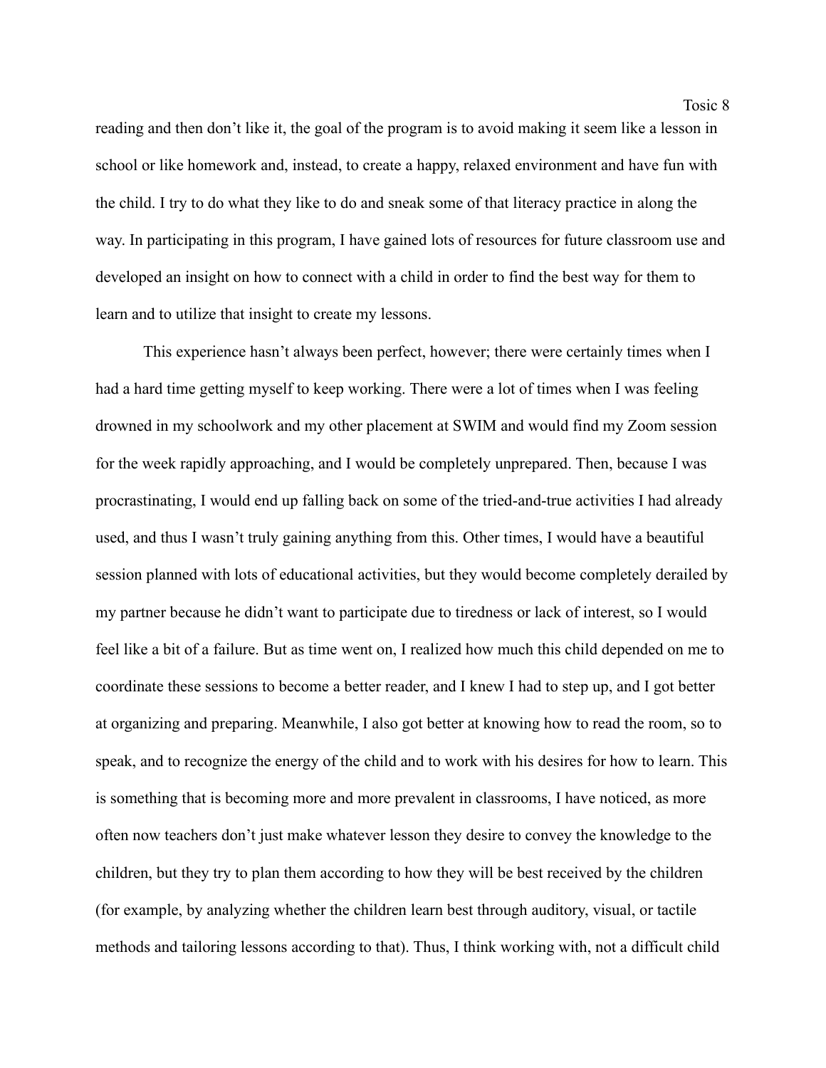reading and then don't like it, the goal of the program is to avoid making it seem like a lesson in school or like homework and, instead, to create a happy, relaxed environment and have fun with the child. I try to do what they like to do and sneak some of that literacy practice in along the way. In participating in this program, I have gained lots of resources for future classroom use and developed an insight on how to connect with a child in order to find the best way for them to learn and to utilize that insight to create my lessons.

This experience hasn't always been perfect, however; there were certainly times when I had a hard time getting myself to keep working. There were a lot of times when I was feeling drowned in my schoolwork and my other placement at SWIM and would find my Zoom session for the week rapidly approaching, and I would be completely unprepared. Then, because I was procrastinating, I would end up falling back on some of the tried-and-true activities I had already used, and thus I wasn't truly gaining anything from this. Other times, I would have a beautiful session planned with lots of educational activities, but they would become completely derailed by my partner because he didn't want to participate due to tiredness or lack of interest, so I would feel like a bit of a failure. But as time went on, I realized how much this child depended on me to coordinate these sessions to become a better reader, and I knew I had to step up, and I got better at organizing and preparing. Meanwhile, I also got better at knowing how to read the room, so to speak, and to recognize the energy of the child and to work with his desires for how to learn. This is something that is becoming more and more prevalent in classrooms, I have noticed, as more often now teachers don't just make whatever lesson they desire to convey the knowledge to the children, but they try to plan them according to how they will be best received by the children (for example, by analyzing whether the children learn best through auditory, visual, or tactile methods and tailoring lessons according to that). Thus, I think working with, not a difficult child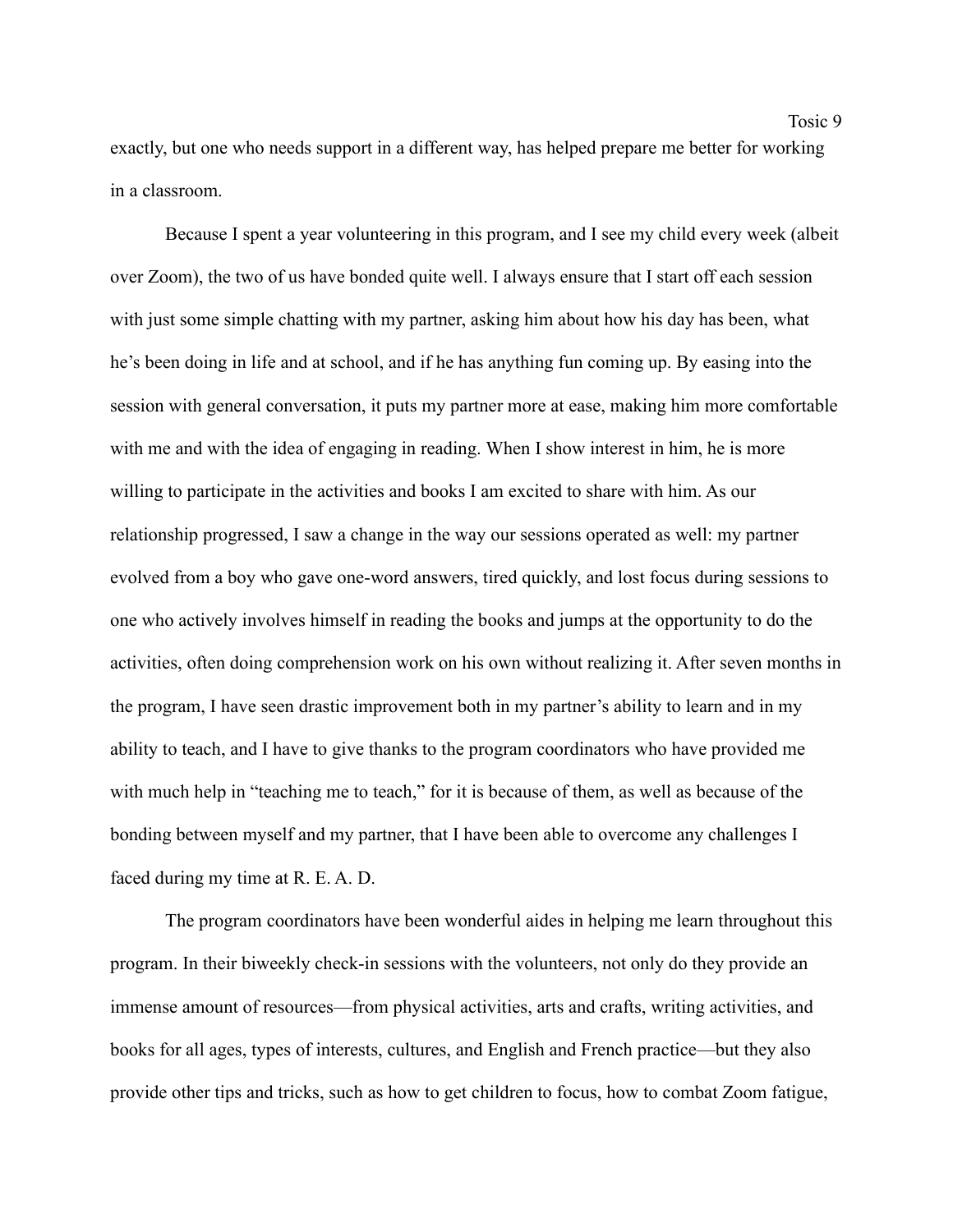exactly, but one who needs support in a different way, has helped prepare me better for working in a classroom.

Because I spent a year volunteering in this program, and I see my child every week (albeit over Zoom), the two of us have bonded quite well. I always ensure that I start off each session with just some simple chatting with my partner, asking him about how his day has been, what he's been doing in life and at school, and if he has anything fun coming up. By easing into the session with general conversation, it puts my partner more at ease, making him more comfortable with me and with the idea of engaging in reading. When I show interest in him, he is more willing to participate in the activities and books I am excited to share with him. As our relationship progressed, I saw a change in the way our sessions operated as well: my partner evolved from a boy who gave one-word answers, tired quickly, and lost focus during sessions to one who actively involves himself in reading the books and jumps at the opportunity to do the activities, often doing comprehension work on his own without realizing it. After seven months in the program, I have seen drastic improvement both in my partner's ability to learn and in my ability to teach, and I have to give thanks to the program coordinators who have provided me with much help in "teaching me to teach," for it is because of them, as well as because of the bonding between myself and my partner, that I have been able to overcome any challenges I faced during my time at R. E. A. D.

The program coordinators have been wonderful aides in helping me learn throughout this program. In their biweekly check-in sessions with the volunteers, not only do they provide an immense amount of resources—from physical activities, arts and crafts, writing activities, and books for all ages, types of interests, cultures, and English and French practice—but they also provide other tips and tricks, such as how to get children to focus, how to combat Zoom fatigue,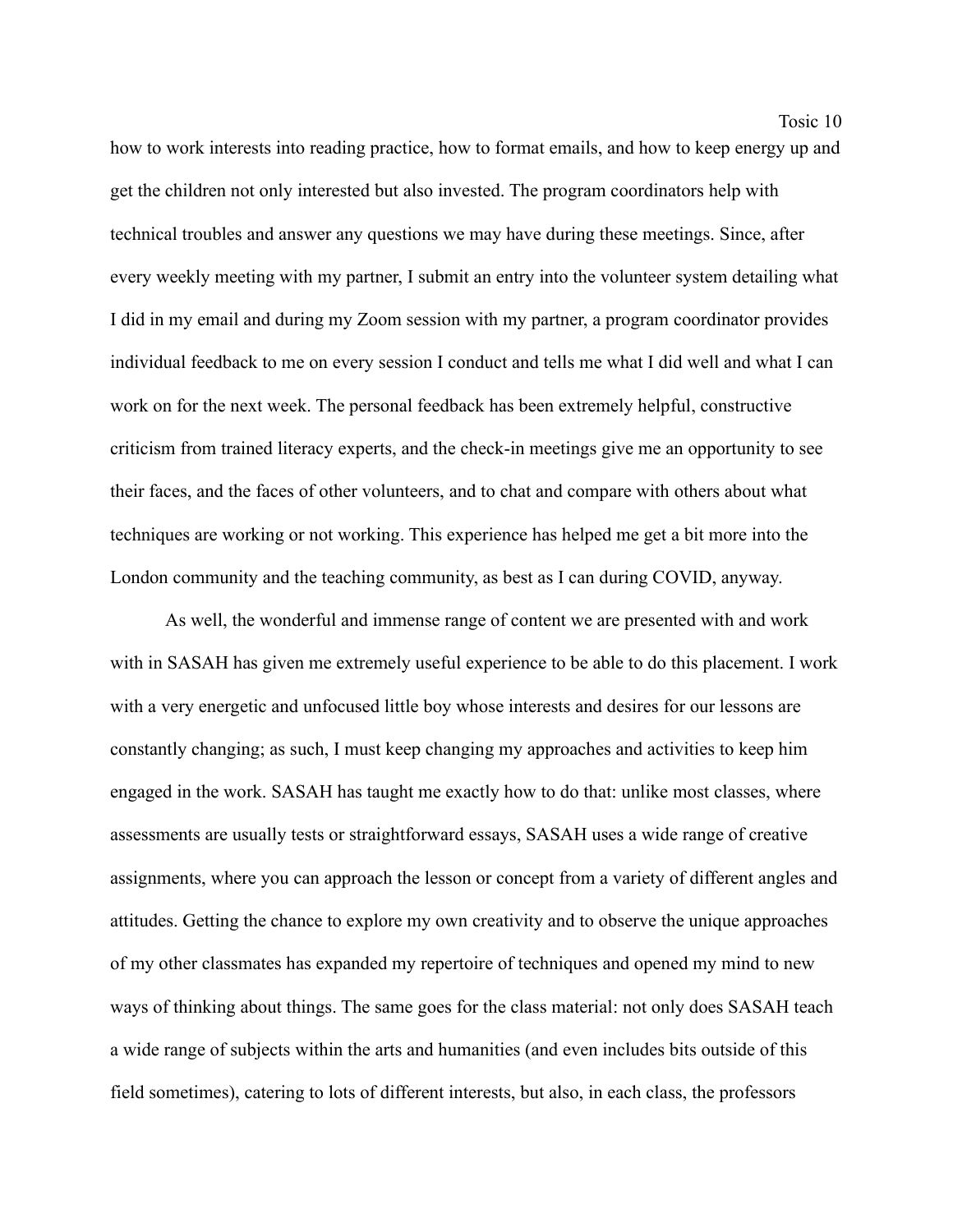how to work interests into reading practice, how to format emails, and how to keep energy up and get the children not only interested but also invested. The program coordinators help with technical troubles and answer any questions we may have during these meetings. Since, after every weekly meeting with my partner, I submit an entry into the volunteer system detailing what I did in my email and during my Zoom session with my partner, a program coordinator provides individual feedback to me on every session I conduct and tells me what I did well and what I can work on for the next week. The personal feedback has been extremely helpful, constructive criticism from trained literacy experts, and the check-in meetings give me an opportunity to see their faces, and the faces of other volunteers, and to chat and compare with others about what techniques are working or not working. This experience has helped me get a bit more into the London community and the teaching community, as best as I can during COVID, anyway.

As well, the wonderful and immense range of content we are presented with and work with in SASAH has given me extremely useful experience to be able to do this placement. I work with a very energetic and unfocused little boy whose interests and desires for our lessons are constantly changing; as such, I must keep changing my approaches and activities to keep him engaged in the work. SASAH has taught me exactly how to do that: unlike most classes, where assessments are usually tests or straightforward essays, SASAH uses a wide range of creative assignments, where you can approach the lesson or concept from a variety of different angles and attitudes. Getting the chance to explore my own creativity and to observe the unique approaches of my other classmates has expanded my repertoire of techniques and opened my mind to new ways of thinking about things. The same goes for the class material: not only does SASAH teach a wide range of subjects within the arts and humanities (and even includes bits outside of this field sometimes), catering to lots of different interests, but also, in each class, the professors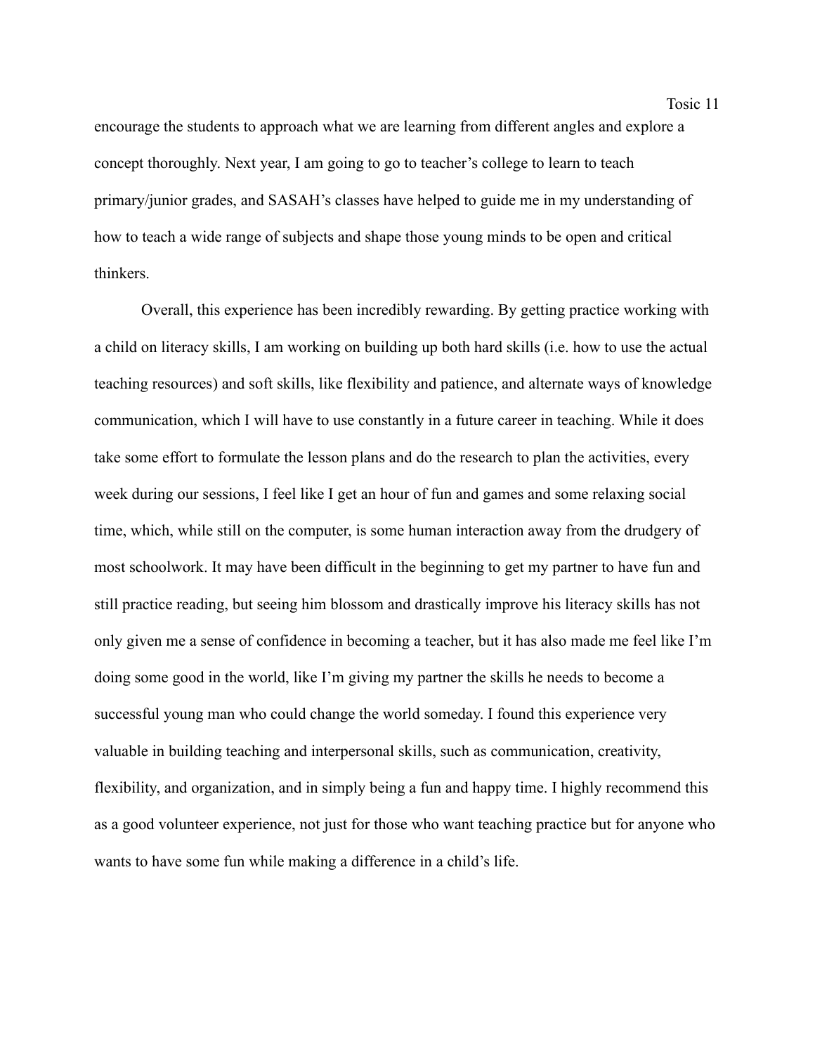encourage the students to approach what we are learning from different angles and explore a concept thoroughly. Next year, I am going to go to teacher's college to learn to teach primary/junior grades, and SASAH's classes have helped to guide me in my understanding of how to teach a wide range of subjects and shape those young minds to be open and critical thinkers.

Overall, this experience has been incredibly rewarding. By getting practice working with a child on literacy skills, I am working on building up both hard skills (i.e. how to use the actual teaching resources) and soft skills, like flexibility and patience, and alternate ways of knowledge communication, which I will have to use constantly in a future career in teaching. While it does take some effort to formulate the lesson plans and do the research to plan the activities, every week during our sessions, I feel like I get an hour of fun and games and some relaxing social time, which, while still on the computer, is some human interaction away from the drudgery of most schoolwork. It may have been difficult in the beginning to get my partner to have fun and still practice reading, but seeing him blossom and drastically improve his literacy skills has not only given me a sense of confidence in becoming a teacher, but it has also made me feel like I'm doing some good in the world, like I'm giving my partner the skills he needs to become a successful young man who could change the world someday. I found this experience very valuable in building teaching and interpersonal skills, such as communication, creativity, flexibility, and organization, and in simply being a fun and happy time. I highly recommend this as a good volunteer experience, not just for those who want teaching practice but for anyone who wants to have some fun while making a difference in a child's life.